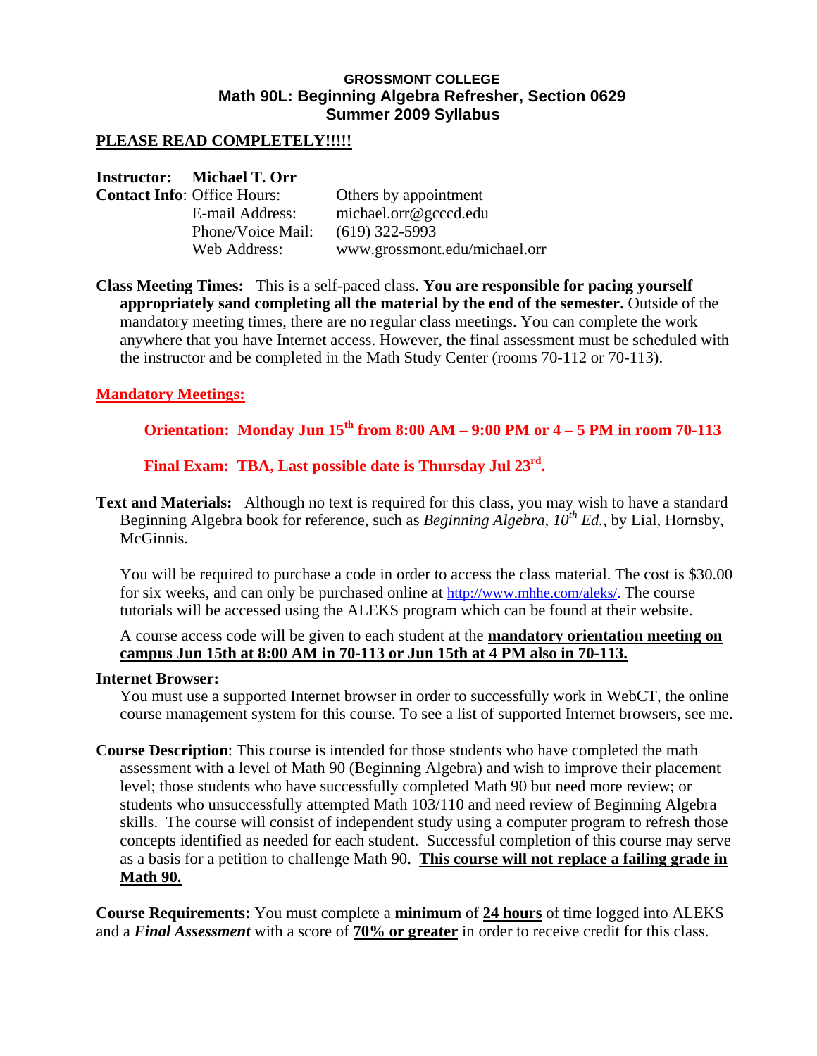**GROSSMONT COLLEGE**
**Math 90L: Beginning Algebra Refresher, Section 0629**
**Summer 2009 Syllabus**

**PLEASE READ COMPLETELY!!!!!**

**Instructor:** **Michael T. Orr**
**Contact Info**: Office Hours: Others by appointment
E-mail Address: michael.orr@gcccd.edu
Phone/Voice Mail: (619) 322-5993
Web Address: www.grossmont.edu/michael.orr

**Class Meeting Times:** This is a self-paced class. **You are responsible for pacing yourself appropriately sand completing all the material by the end of the semester.** Outside of the mandatory meeting times, there are no regular class meetings. You can complete the work anywhere that you have Internet access. However, the final assessment must be scheduled with the instructor and be completed in the Math Study Center (rooms 70-112 or 70-113).

**Mandatory Meetings:**

**Orientation: Monday Jun 15th from 8:00 AM – 9:00 PM or 4 – 5 PM in room 70-113**

**Final Exam: TBA, Last possible date is Thursday Jul 23rd.**

**Text and Materials:** Although no text is required for this class, you may wish to have a standard Beginning Algebra book for reference, such as *Beginning Algebra, 10th Ed.*, by Lial, Hornsby, McGinnis.

You will be required to purchase a code in order to access the class material. The cost is $30.00 for six weeks, and can only be purchased online at http://www.mhhe.com/aleks/. The course tutorials will be accessed using the ALEKS program which can be found at their website.

A course access code will be given to each student at the **mandatory orientation meeting on campus Jun 15th at 8:00 AM in 70-113 or Jun 15th at 4 PM also in 70-113.**

**Internet Browser:**
You must use a supported Internet browser in order to successfully work in WebCT, the online course management system for this course. To see a list of supported Internet browsers, see me.

**Course Description**: This course is intended for those students who have completed the math assessment with a level of Math 90 (Beginning Algebra) and wish to improve their placement level; those students who have successfully completed Math 90 but need more review; or students who unsuccessfully attempted Math 103/110 and need review of Beginning Algebra skills. The course will consist of independent study using a computer program to refresh those concepts identified as needed for each student. Successful completion of this course may serve as a basis for a petition to challenge Math 90. **This course will not replace a failing grade in Math 90.**

**Course Requirements:** You must complete a **minimum** of **24 hours** of time logged into ALEKS and a ***Final Assessment*** with a score of **70% or greater** in order to receive credit for this class.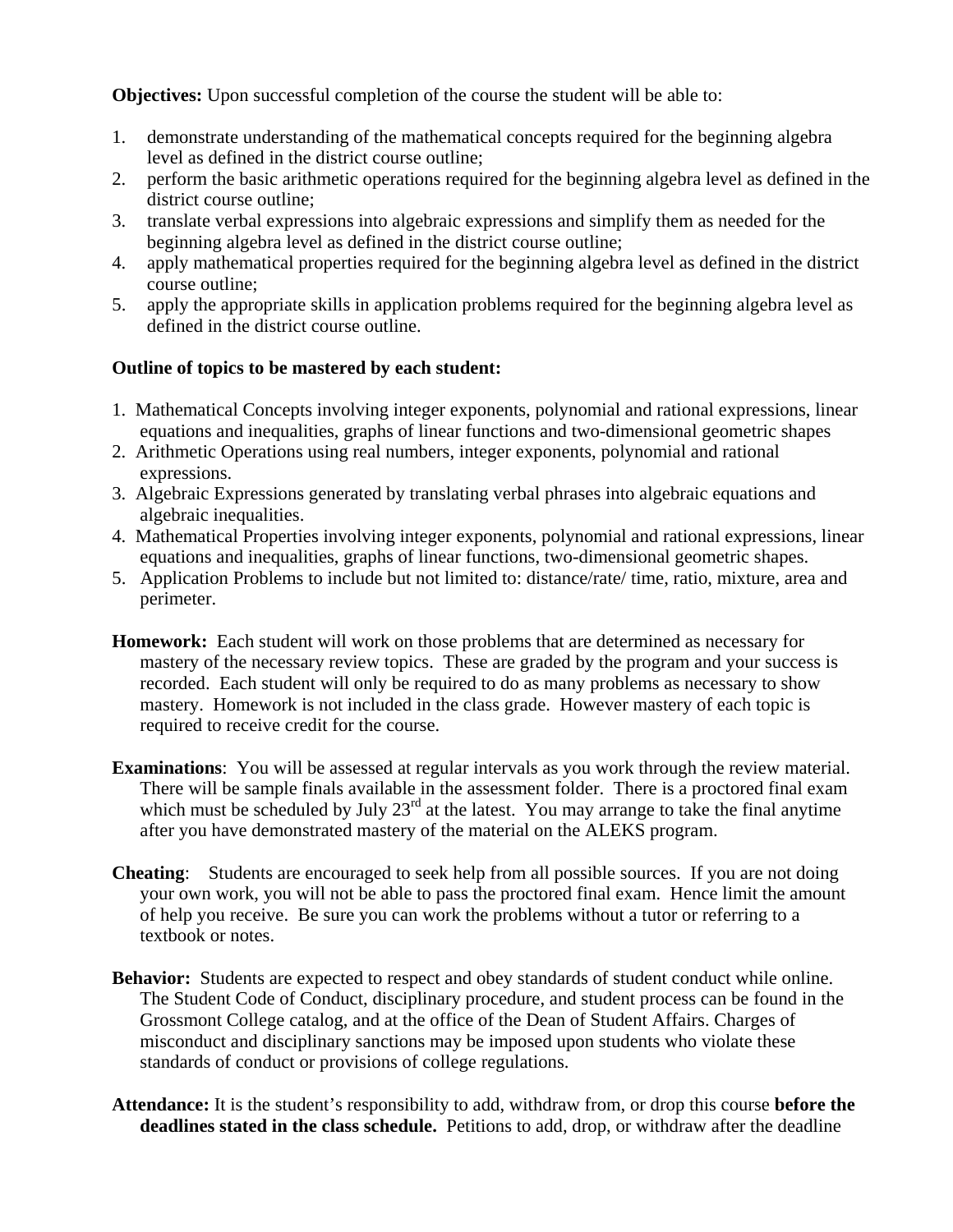**Objectives:** Upon successful completion of the course the student will be able to:

1. demonstrate understanding of the mathematical concepts required for the beginning algebra level as defined in the district course outline;
2. perform the basic arithmetic operations required for the beginning algebra level as defined in the district course outline;
3. translate verbal expressions into algebraic expressions and simplify them as needed for the beginning algebra level as defined in the district course outline;
4. apply mathematical properties required for the beginning algebra level as defined in the district course outline;
5. apply the appropriate skills in application problems required for the beginning algebra level as defined in the district course outline.

**Outline of topics to be mastered by each student:**

1. Mathematical Concepts involving integer exponents, polynomial and rational expressions, linear equations and inequalities, graphs of linear functions and two-dimensional geometric shapes
2. Arithmetic Operations using real numbers, integer exponents, polynomial and rational expressions.
3. Algebraic Expressions generated by translating verbal phrases into algebraic equations and algebraic inequalities.
4. Mathematical Properties involving integer exponents, polynomial and rational expressions, linear equations and inequalities, graphs of linear functions, two-dimensional geometric shapes.
5. Application Problems to include but not limited to: distance/rate/ time, ratio, mixture, area and perimeter.

**Homework:** Each student will work on those problems that are determined as necessary for mastery of the necessary review topics. These are graded by the program and your success is recorded. Each student will only be required to do as many problems as necessary to show mastery. Homework is not included in the class grade. However mastery of each topic is required to receive credit for the course.

**Examinations**: You will be assessed at regular intervals as you work through the review material. There will be sample finals available in the assessment folder. There is a proctored final exam which must be scheduled by July 23rd at the latest. You may arrange to take the final anytime after you have demonstrated mastery of the material on the ALEKS program.

**Cheating**: Students are encouraged to seek help from all possible sources. If you are not doing your own work, you will not be able to pass the proctored final exam. Hence limit the amount of help you receive. Be sure you can work the problems without a tutor or referring to a textbook or notes.

**Behavior:** Students are expected to respect and obey standards of student conduct while online. The Student Code of Conduct, disciplinary procedure, and student process can be found in the Grossmont College catalog, and at the office of the Dean of Student Affairs. Charges of misconduct and disciplinary sanctions may be imposed upon students who violate these standards of conduct or provisions of college regulations.

**Attendance:** It is the student's responsibility to add, withdraw from, or drop this course **before the deadlines stated in the class schedule.** Petitions to add, drop, or withdraw after the deadline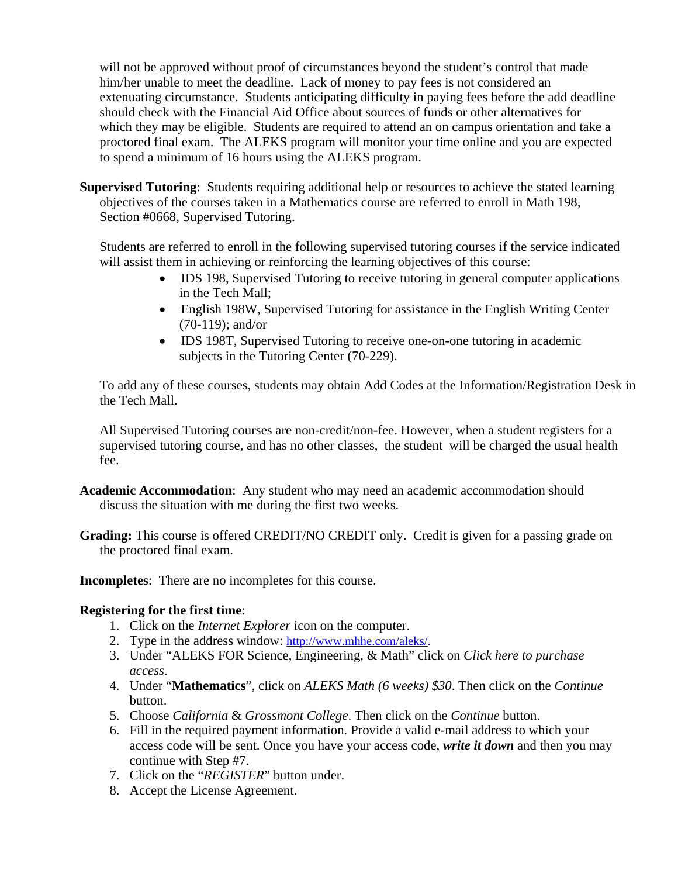will not be approved without proof of circumstances beyond the student's control that made him/her unable to meet the deadline. Lack of money to pay fees is not considered an extenuating circumstance. Students anticipating difficulty in paying fees before the add deadline should check with the Financial Aid Office about sources of funds or other alternatives for which they may be eligible. Students are required to attend an on campus orientation and take a proctored final exam. The ALEKS program will monitor your time online and you are expected to spend a minimum of 16 hours using the ALEKS program.

**Supervised Tutoring**: Students requiring additional help or resources to achieve the stated learning objectives of the courses taken in a Mathematics course are referred to enroll in Math 198, Section #0668, Supervised Tutoring.

Students are referred to enroll in the following supervised tutoring courses if the service indicated will assist them in achieving or reinforcing the learning objectives of this course:

- IDS 198, Supervised Tutoring to receive tutoring in general computer applications in the Tech Mall;
- English 198W, Supervised Tutoring for assistance in the English Writing Center (70-119); and/or
- IDS 198T, Supervised Tutoring to receive one-on-one tutoring in academic subjects in the Tutoring Center (70-229).

To add any of these courses, students may obtain Add Codes at the Information/Registration Desk in the Tech Mall.

All Supervised Tutoring courses are non-credit/non-fee. However, when a student registers for a supervised tutoring course, and has no other classes, the student will be charged the usual health fee.

**Academic Accommodation**: Any student who may need an academic accommodation should discuss the situation with me during the first two weeks.

**Grading:** This course is offered CREDIT/NO CREDIT only. Credit is given for a passing grade on the proctored final exam.

**Incompletes**: There are no incompletes for this course.

**Registering for the first time**:

1. Click on the *Internet Explorer* icon on the computer.
2. Type in the address window: http://www.mhhe.com/aleks/.
3. Under "ALEKS FOR Science, Engineering, & Math" click on *Click here to purchase access*.
4. Under "**Mathematics**", click on *ALEKS Math (6 weeks) $30*. Then click on the *Continue* button.
5. Choose *California* & *Grossmont College*. Then click on the *Continue* button.
6. Fill in the required payment information. Provide a valid e-mail address to which your access code will be sent. Once you have your access code, ***write it down*** and then you may continue with Step #7.
7. Click on the "*REGISTER*" button under.
8. Accept the License Agreement.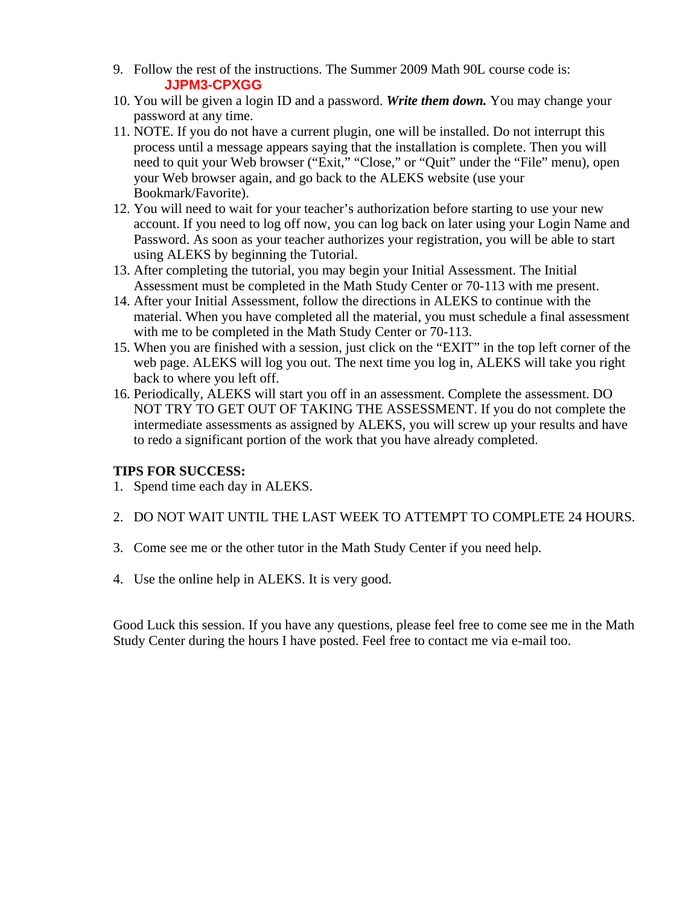9. Follow the rest of the instructions. The Summer 2009 Math 90L course code is:
   **JJPM3-CPXGG**
10. You will be given a login ID and a password. ***Write them down.*** You may change your password at any time.
11. NOTE. If you do not have a current plugin, one will be installed. Do not interrupt this process until a message appears saying that the installation is complete. Then you will need to quit your Web browser ("Exit," "Close," or "Quit" under the "File" menu), open your Web browser again, and go back to the ALEKS website (use your Bookmark/Favorite).
12. You will need to wait for your teacher's authorization before starting to use your new account. If you need to log off now, you can log back on later using your Login Name and Password. As soon as your teacher authorizes your registration, you will be able to start using ALEKS by beginning the Tutorial.
13. After completing the tutorial, you may begin your Initial Assessment. The Initial Assessment must be completed in the Math Study Center or 70-113 with me present.
14. After your Initial Assessment, follow the directions in ALEKS to continue with the material. When you have completed all the material, you must schedule a final assessment with me to be completed in the Math Study Center or 70-113.
15. When you are finished with a session, just click on the "EXIT" in the top left corner of the web page. ALEKS will log you out. The next time you log in, ALEKS will take you right back to where you left off.
16. Periodically, ALEKS will start you off in an assessment. Complete the assessment. DO NOT TRY TO GET OUT OF TAKING THE ASSESSMENT. If you do not complete the intermediate assessments as assigned by ALEKS, you will screw up your results and have to redo a significant portion of the work that you have already completed.

**TIPS FOR SUCCESS:**

1. Spend time each day in ALEKS.

2. DO NOT WAIT UNTIL THE LAST WEEK TO ATTEMPT TO COMPLETE 24 HOURS.

3. Come see me or the other tutor in the Math Study Center if you need help.

4. Use the online help in ALEKS. It is very good.

Good Luck this session. If you have any questions, please feel free to come see me in the Math Study Center during the hours I have posted. Feel free to contact me via e-mail too.